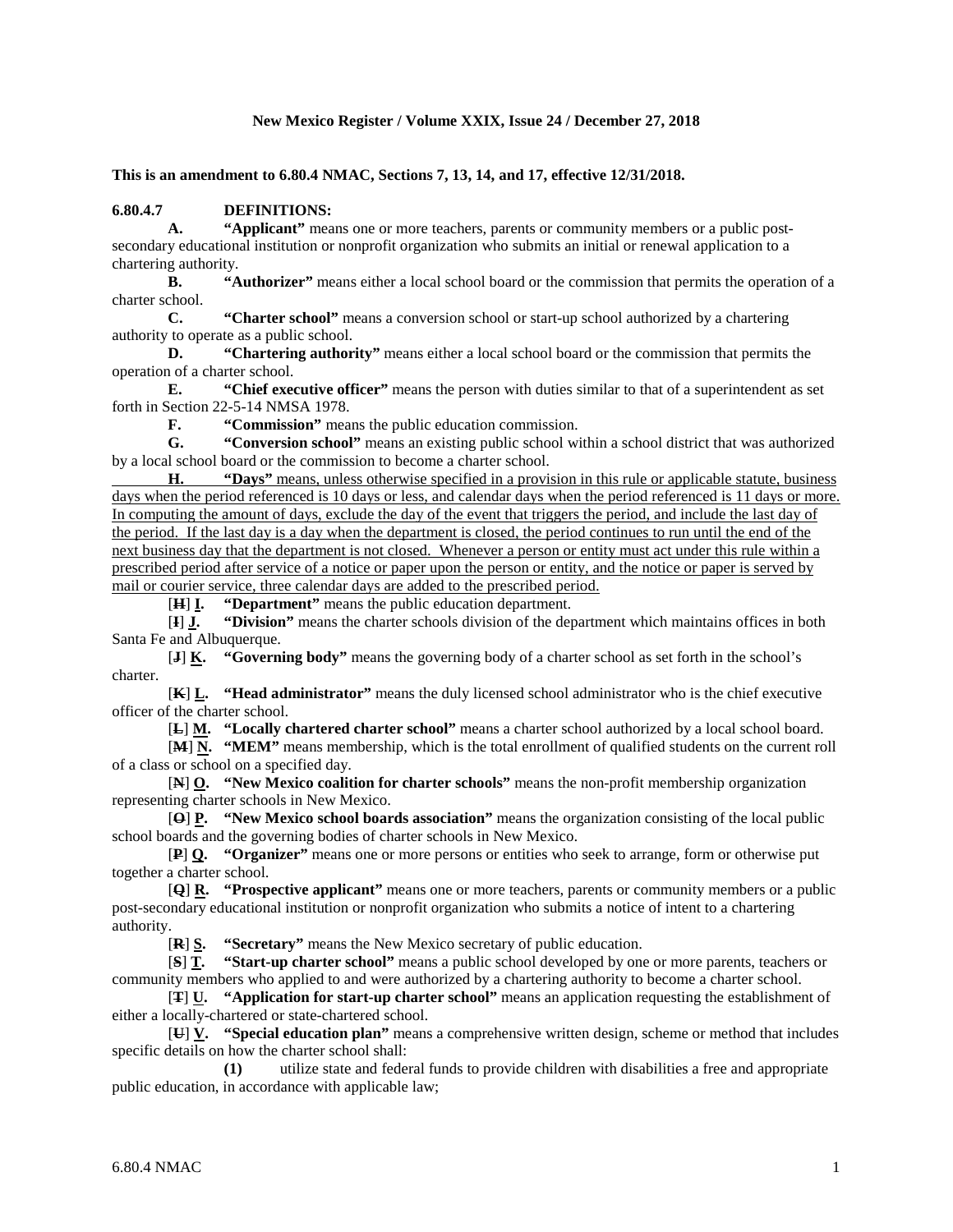**New Mexico Register / Volume XXIX, Issue 24 / December 27, 2018**

**This is an amendment to 6.80.4 NMAC, Sections 7, 13, 14, and 17, effective 12/31/2018.**

**6.80.4.7 DEFINITIONS:**

**A. "Applicant"** means one or more teachers, parents or community members or a public post-secondary educational institution or nonprofit organization who submits an initial or renewal application to a chartering authority.

**B. "Authorizer"** means either a local school board or the commission that permits the operation of a charter school.

**C. "Charter school"** means a conversion school or start-up school authorized by a chartering authority to operate as a public school.

**D. "Chartering authority"** means either a local school board or the commission that permits the operation of a charter school.

**E. "Chief executive officer"** means the person with duties similar to that of a superintendent as set forth in Section 22-5-14 NMSA 1978.

**F. "Commission"** means the public education commission.

**G. "Conversion school"** means an existing public school within a school district that was authorized by a local school board or the commission to become a charter school.

<u>**H. "Days"** means, unless otherwise specified in a provision in this rule or applicable statute, business days when the period referenced is 10 days or less, and calendar days when the period referenced is 11 days or more. In computing the amount of days, exclude the day of the event that triggers the period, and include the last day of the period. If the last day is a day when the department is closed, the period continues to run until the end of the next business day that the department is not closed. Whenever a person or entity must act under this rule within a prescribed period after service of a notice or paper upon the person or entity, and the notice or paper is served by mail or courier service, three calendar days are added to the prescribed period.</u>

[~~H~~] <u>**I.**</u> **"Department"** means the public education department.

[~~I~~] <u>**J.**</u> **"Division"** means the charter schools division of the department which maintains offices in both Santa Fe and Albuquerque.

[~~J~~] <u>**K.**</u> **"Governing body"** means the governing body of a charter school as set forth in the school's charter.

[~~K~~] <u>**L.**</u> **"Head administrator"** means the duly licensed school administrator who is the chief executive officer of the charter school.

[~~L~~] <u>**M.**</u> **"Locally chartered charter school"** means a charter school authorized by a local school board.

[~~M~~] <u>**N.**</u> **"MEM"** means membership, which is the total enrollment of qualified students on the current roll of a class or school on a specified day.

[~~N~~] <u>**O.**</u> **"New Mexico coalition for charter schools"** means the non-profit membership organization representing charter schools in New Mexico.

[~~O~~] <u>**P.**</u> **"New Mexico school boards association"** means the organization consisting of the local public school boards and the governing bodies of charter schools in New Mexico.

[~~P~~] <u>**Q.**</u> **"Organizer"** means one or more persons or entities who seek to arrange, form or otherwise put together a charter school.

[~~Q~~] <u>**R.**</u> **"Prospective applicant"** means one or more teachers, parents or community members or a public post-secondary educational institution or nonprofit organization who submits a notice of intent to a chartering authority.

[~~R~~] <u>**S.**</u> **"Secretary"** means the New Mexico secretary of public education.

[~~S~~] <u>**T.**</u> **"Start-up charter school"** means a public school developed by one or more parents, teachers or community members who applied to and were authorized by a chartering authority to become a charter school.

[~~T~~] <u>**U.**</u> **"Application for start-up charter school"** means an application requesting the establishment of either a locally-chartered or state-chartered school.

[~~U~~] <u>**V.**</u> **"Special education plan"** means a comprehensive written design, scheme or method that includes specific details on how the charter school shall:

**(1)** utilize state and federal funds to provide children with disabilities a free and appropriate public education, in accordance with applicable law;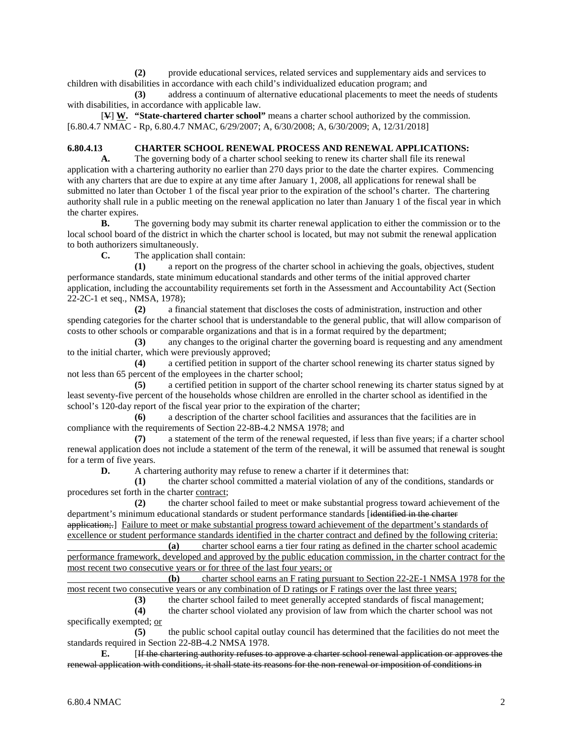**(2)** provide educational services, related services and supplementary aids and services to children with disabilities in accordance with each child's individualized education program; and

**(3)** address a continuum of alternative educational placements to meet the needs of students with disabilities, in accordance with applicable law.

[~~V~~] **W. "State-chartered charter school"** means a charter school authorized by the commission.
[6.80.4.7 NMAC - Rp, 6.80.4.7 NMAC, 6/29/2007; A, 6/30/2008; A, 6/30/2009; A, 12/31/2018]

**6.80.4.13 CHARTER SCHOOL RENEWAL PROCESS AND RENEWAL APPLICATIONS:**

**A.** The governing body of a charter school seeking to renew its charter shall file its renewal application with a chartering authority no earlier than 270 days prior to the date the charter expires. Commencing with any charters that are due to expire at any time after January 1, 2008, all applications for renewal shall be submitted no later than October 1 of the fiscal year prior to the expiration of the school's charter. The chartering authority shall rule in a public meeting on the renewal application no later than January 1 of the fiscal year in which the charter expires.

**B.** The governing body may submit its charter renewal application to either the commission or to the local school board of the district in which the charter school is located, but may not submit the renewal application to both authorizers simultaneously.

**C.** The application shall contain:

**(1)** a report on the progress of the charter school in achieving the goals, objectives, student performance standards, state minimum educational standards and other terms of the initial approved charter application, including the accountability requirements set forth in the Assessment and Accountability Act (Section 22-2C-1 et seq., NMSA, 1978);

**(2)** a financial statement that discloses the costs of administration, instruction and other spending categories for the charter school that is understandable to the general public, that will allow comparison of costs to other schools or comparable organizations and that is in a format required by the department;

**(3)** any changes to the original charter the governing board is requesting and any amendment to the initial charter, which were previously approved;

**(4)** a certified petition in support of the charter school renewing its charter status signed by not less than 65 percent of the employees in the charter school;

**(5)** a certified petition in support of the charter school renewing its charter status signed by at least seventy-five percent of the households whose children are enrolled in the charter school as identified in the school's 120-day report of the fiscal year prior to the expiration of the charter;

**(6)** a description of the charter school facilities and assurances that the facilities are in compliance with the requirements of Section 22-8B-4.2 NMSA 1978; and

**(7)** a statement of the term of the renewal requested, if less than five years; if a charter school renewal application does not include a statement of the term of the renewal, it will be assumed that renewal is sought for a term of five years.

**D.** A chartering authority may refuse to renew a charter if it determines that:

**(1)** the charter school committed a material violation of any of the conditions, standards or procedures set forth in the charter <u>contract</u>;

**(2)** the charter school failed to meet or make substantial progress toward achievement of the department's minimum educational standards or student performance standards [~~identified in the charter application;.~~] <u>Failure to meet or make substantial progress toward achievement of the department's standards of excellence or student performance standards identified in the charter contract and defined by the following criteria:</u>

<u>**(a)** charter school earns a tier four rating as defined in the charter school academic performance framework, developed and approved by the public education commission, in the charter contract for the most recent two consecutive years or for three of the last four years; or</u>

<u>**(b)** charter school earns an F rating pursuant to Section 22-2E-1 NMSA 1978 for the most recent two consecutive years or any combination of D ratings or F ratings over the last three years;</u>

**(3)** the charter school failed to meet generally accepted standards of fiscal management;

**(4)** the charter school violated any provision of law from which the charter school was not specifically exempted; <u>or</u>

**(5)** the public school capital outlay council has determined that the facilities do not meet the standards required in Section 22-8B-4.2 NMSA 1978.

**E.** [~~If the chartering authority refuses to approve a charter school renewal application or approves the renewal application with conditions, it shall state its reasons for the non-renewal or imposition of conditions in~~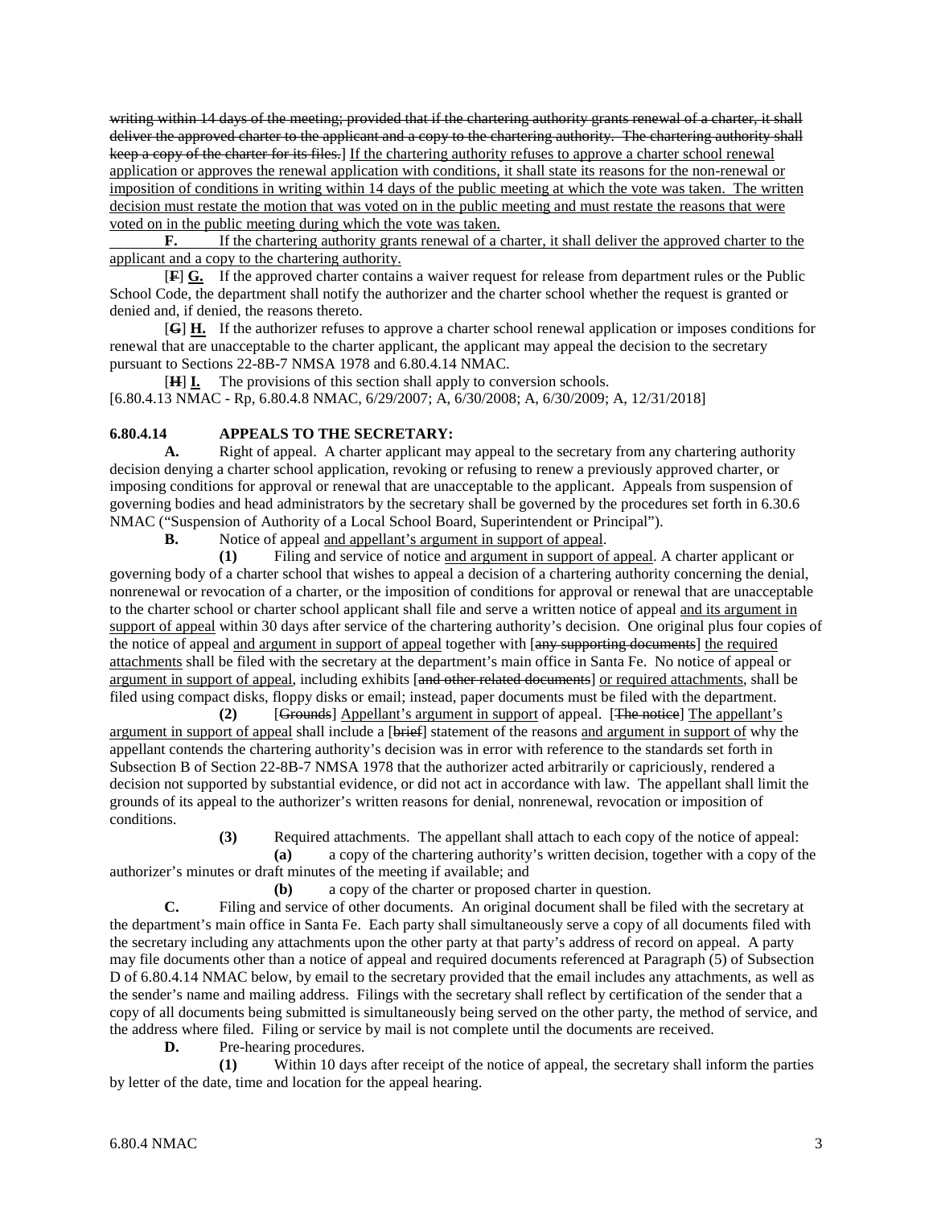~~writing within 14 days of the meeting; provided that if the chartering authority grants renewal of a charter, it shall deliver the approved charter to the applicant and a copy to the chartering authority. The chartering authority shall keep a copy of the charter for its files.~~] <u>If the chartering authority refuses to approve a charter school renewal application or approves the renewal application with conditions, it shall state its reasons for the non-renewal or imposition of conditions in writing within 14 days of the public meeting at which the vote was taken. The written decision must restate the motion that was voted on in the public meeting and must restate the reasons that were voted on in the public meeting during which the vote was taken.</u>

**F.** <u>If the chartering authority grants renewal of a charter, it shall deliver the approved charter to the applicant and a copy to the chartering authority.</u>

[~~F~~] <u>**G.**</u> If the approved charter contains a waiver request for release from department rules or the Public School Code, the department shall notify the authorizer and the charter school whether the request is granted or denied and, if denied, the reasons thereto.

[~~G~~] <u>**H.**</u> If the authorizer refuses to approve a charter school renewal application or imposes conditions for renewal that are unacceptable to the charter applicant, the applicant may appeal the decision to the secretary pursuant to Sections 22-8B-7 NMSA 1978 and 6.80.4.14 NMAC.

[~~H~~] <u>**I.**</u> The provisions of this section shall apply to conversion schools.

[6.80.4.13 NMAC - Rp, 6.80.4.8 NMAC, 6/29/2007; A, 6/30/2008; A, 6/30/2009; A, 12/31/2018]

**6.80.4.14 APPEALS TO THE SECRETARY:**

**A.** Right of appeal. A charter applicant may appeal to the secretary from any chartering authority decision denying a charter school application, revoking or refusing to renew a previously approved charter, or imposing conditions for approval or renewal that are unacceptable to the applicant. Appeals from suspension of governing bodies and head administrators by the secretary shall be governed by the procedures set forth in 6.30.6 NMAC ("Suspension of Authority of a Local School Board, Superintendent or Principal").

**B.** Notice of appeal <u>and appellant's argument in support of appeal</u>.

**(1)** Filing and service of notice <u>and argument in support of appeal</u>. A charter applicant or governing body of a charter school that wishes to appeal a decision of a chartering authority concerning the denial, nonrenewal or revocation of a charter, or the imposition of conditions for approval or renewal that are unacceptable to the charter school or charter school applicant shall file and serve a written notice of appeal <u>and its argument in support of appeal</u> within 30 days after service of the chartering authority's decision. One original plus four copies of the notice of appeal <u>and argument in support of appeal</u> together with [~~any supporting documents~~] <u>the required attachments</u> shall be filed with the secretary at the department's main office in Santa Fe. No notice of appeal or <u>argument in support of appeal</u>, including exhibits [~~and other related documents~~] <u>or required attachments</u>, shall be filed using compact disks, floppy disks or email; instead, paper documents must be filed with the department.

**(2)** [~~Grounds~~] <u>Appellant's argument in support</u> of appeal. [~~The notice~~] <u>The appellant's argument in support of appeal</u> shall include a [~~brief~~] statement of the reasons <u>and argument in support of</u> why the appellant contends the chartering authority's decision was in error with reference to the standards set forth in Subsection B of Section 22-8B-7 NMSA 1978 that the authorizer acted arbitrarily or capriciously, rendered a decision not supported by substantial evidence, or did not act in accordance with law. The appellant shall limit the grounds of its appeal to the authorizer's written reasons for denial, nonrenewal, revocation or imposition of conditions.

**(3)** Required attachments. The appellant shall attach to each copy of the notice of appeal:

**(a)** a copy of the chartering authority's written decision, together with a copy of the authorizer's minutes or draft minutes of the meeting if available; and

**(b)** a copy of the charter or proposed charter in question.

**C.** Filing and service of other documents. An original document shall be filed with the secretary at the department's main office in Santa Fe. Each party shall simultaneously serve a copy of all documents filed with the secretary including any attachments upon the other party at that party's address of record on appeal. A party may file documents other than a notice of appeal and required documents referenced at Paragraph (5) of Subsection D of 6.80.4.14 NMAC below, by email to the secretary provided that the email includes any attachments, as well as the sender's name and mailing address. Filings with the secretary shall reflect by certification of the sender that a copy of all documents being submitted is simultaneously being served on the other party, the method of service, and the address where filed. Filing or service by mail is not complete until the documents are received.

**D.** Pre-hearing procedures.

**(1)** Within 10 days after receipt of the notice of appeal, the secretary shall inform the parties by letter of the date, time and location for the appeal hearing.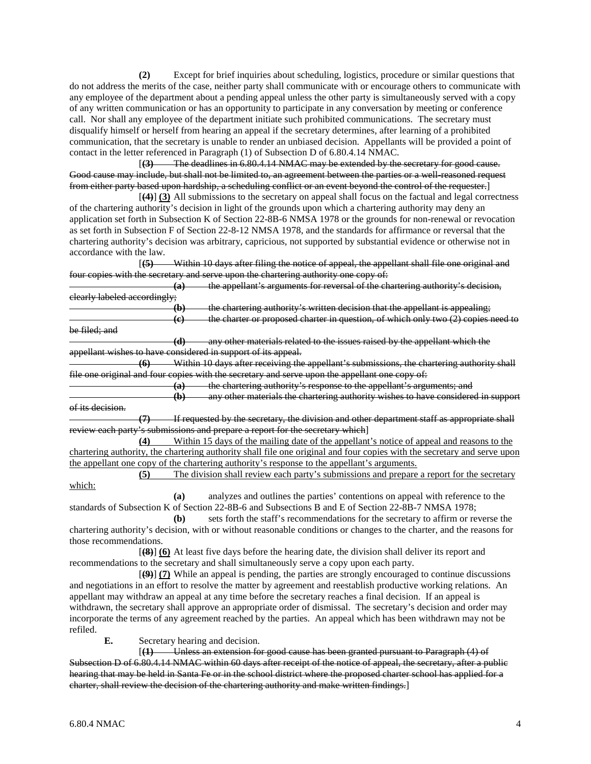**(2)** Except for brief inquiries about scheduling, logistics, procedure or similar questions that do not address the merits of the case, neither party shall communicate with or encourage others to communicate with any employee of the department about a pending appeal unless the other party is simultaneously served with a copy of any written communication or has an opportunity to participate in any conversation by meeting or conference call. Nor shall any employee of the department initiate such prohibited communications. The secretary must disqualify himself or herself from hearing an appeal if the secretary determines, after learning of a prohibited communication, that the secretary is unable to render an unbiased decision. Appellants will be provided a point of contact in the letter referenced in Paragraph (1) of Subsection D of 6.80.4.14 NMAC.

[~~**(3)** The deadlines in 6.80.4.14 NMAC may be extended by the secretary for good cause. Good cause may include, but shall not be limited to, an agreement between the parties or a well-reasoned request from either party based upon hardship, a scheduling conflict or an event beyond the control of the requester.~~]

[~~**(4)**~~] **(3)** All submissions to the secretary on appeal shall focus on the factual and legal correctness of the chartering authority's decision in light of the grounds upon which a chartering authority may deny an application set forth in Subsection K of Section 22-8B-6 NMSA 1978 or the grounds for non-renewal or revocation as set forth in Subsection F of Section 22-8-12 NMSA 1978, and the standards for affirmance or reversal that the chartering authority's decision was arbitrary, capricious, not supported by substantial evidence or otherwise not in accordance with the law.

[~~**(5)** Within 10 days after filing the notice of appeal, the appellant shall file one original and four copies with the secretary and serve upon the chartering authority one copy of:~~

~~**(a)** the appellant's arguments for reversal of the chartering authority's decision, clearly labeled accordingly;~~

~~**(b)** the chartering authority's written decision that the appellant is appealing;~~

~~**(c)** the charter or proposed charter in question, of which only two (2) copies need to be filed; and~~

~~**(d)** any other materials related to the issues raised by the appellant which the appellant wishes to have considered in support of its appeal.~~

~~**(6)** Within 10 days after receiving the appellant's submissions, the chartering authority shall file one original and four copies with the secretary and serve upon the appellant one copy of:~~

~~**(a)** the chartering authority's response to the appellant's arguments; and~~

~~**(b)** any other materials the chartering authority wishes to have considered in support of its decision.~~

~~**(7)** If requested by the secretary, the division and other department staff as appropriate shall review each party's submissions and prepare a report for the secretary which~~]

<u>**(4)** Within 15 days of the mailing date of the appellant's notice of appeal and reasons to the chartering authority, the chartering authority shall file one original and four copies with the secretary and serve upon the appellant one copy of the chartering authority's response to the appellant's arguments.</u>

<u>**(5)** The division shall review each party's submissions and prepare a report for the secretary which:</u>

**(a)** analyzes and outlines the parties' contentions on appeal with reference to the standards of Subsection K of Section 22-8B-6 and Subsections B and E of Section 22-8B-7 NMSA 1978;

**(b)** sets forth the staff's recommendations for the secretary to affirm or reverse the chartering authority's decision, with or without reasonable conditions or changes to the charter, and the reasons for those recommendations.

[~~**(8)**~~] **(6)** At least five days before the hearing date, the division shall deliver its report and recommendations to the secretary and shall simultaneously serve a copy upon each party.

[~~**(9)**~~] **(7)** While an appeal is pending, the parties are strongly encouraged to continue discussions and negotiations in an effort to resolve the matter by agreement and reestablish productive working relations. An appellant may withdraw an appeal at any time before the secretary reaches a final decision. If an appeal is withdrawn, the secretary shall approve an appropriate order of dismissal. The secretary's decision and order may incorporate the terms of any agreement reached by the parties. An appeal which has been withdrawn may not be refiled.

**E.** Secretary hearing and decision.

[~~**(1)** Unless an extension for good cause has been granted pursuant to Paragraph (4) of Subsection D of 6.80.4.14 NMAC within 60 days after receipt of the notice of appeal, the secretary, after a public hearing that may be held in Santa Fe or in the school district where the proposed charter school has applied for a charter, shall review the decision of the chartering authority and make written findings.~~]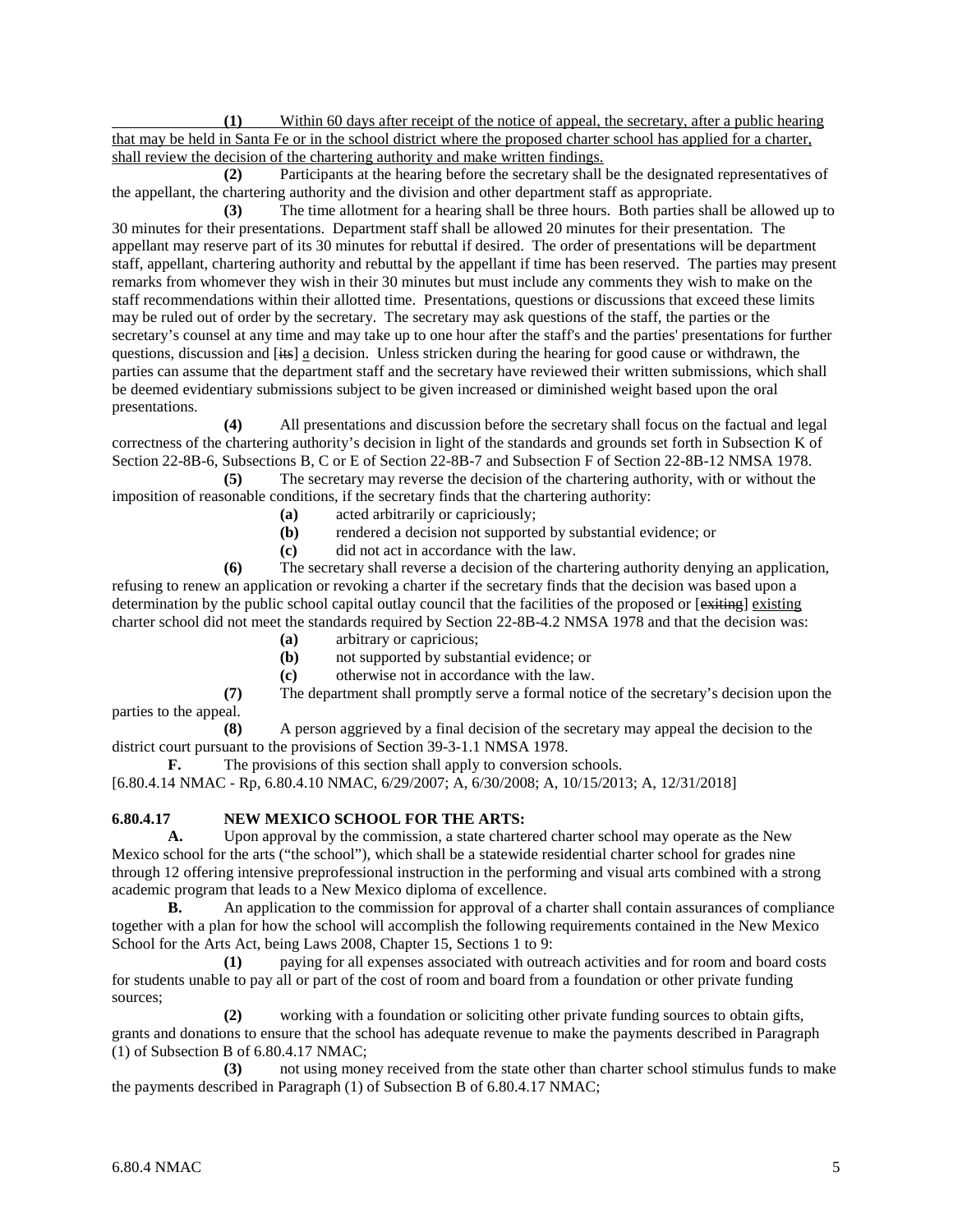**(1)** Within 60 days after receipt of the notice of appeal, the secretary, after a public hearing that may be held in Santa Fe or in the school district where the proposed charter school has applied for a charter, shall review the decision of the chartering authority and make written findings.

**(2)** Participants at the hearing before the secretary shall be the designated representatives of the appellant, the chartering authority and the division and other department staff as appropriate.

**(3)** The time allotment for a hearing shall be three hours. Both parties shall be allowed up to 30 minutes for their presentations. Department staff shall be allowed 20 minutes for their presentation. The appellant may reserve part of its 30 minutes for rebuttal if desired. The order of presentations will be department staff, appellant, chartering authority and rebuttal by the appellant if time has been reserved. The parties may present remarks from whomever they wish in their 30 minutes but must include any comments they wish to make on the staff recommendations within their allotted time. Presentations, questions or discussions that exceed these limits may be ruled out of order by the secretary. The secretary may ask questions of the staff, the parties or the secretary's counsel at any time and may take up to one hour after the staff's and the parties' presentations for further questions, discussion and [~~its~~] a decision. Unless stricken during the hearing for good cause or withdrawn, the parties can assume that the department staff and the secretary have reviewed their written submissions, which shall be deemed evidentiary submissions subject to be given increased or diminished weight based upon the oral presentations.

**(4)** All presentations and discussion before the secretary shall focus on the factual and legal correctness of the chartering authority's decision in light of the standards and grounds set forth in Subsection K of Section 22-8B-6, Subsections B, C or E of Section 22-8B-7 and Subsection F of Section 22-8B-12 NMSA 1978.

**(5)** The secretary may reverse the decision of the chartering authority, with or without the imposition of reasonable conditions, if the secretary finds that the chartering authority:

- **(a)** acted arbitrarily or capriciously;
- **(b)** rendered a decision not supported by substantial evidence; or
- **(c)** did not act in accordance with the law.

**(6)** The secretary shall reverse a decision of the chartering authority denying an application, refusing to renew an application or revoking a charter if the secretary finds that the decision was based upon a determination by the public school capital outlay council that the facilities of the proposed or [~~exiting~~] existing charter school did not meet the standards required by Section 22-8B-4.2 NMSA 1978 and that the decision was:

- **(a)** arbitrary or capricious;
- **(b)** not supported by substantial evidence; or
- **(c)** otherwise not in accordance with the law.

**(7)** The department shall promptly serve a formal notice of the secretary's decision upon the parties to the appeal.

**(8)** A person aggrieved by a final decision of the secretary may appeal the decision to the district court pursuant to the provisions of Section 39-3-1.1 NMSA 1978.

**F.** The provisions of this section shall apply to conversion schools.

[6.80.4.14 NMAC - Rp, 6.80.4.10 NMAC, 6/29/2007; A, 6/30/2008; A, 10/15/2013; A, 12/31/2018]

**6.80.4.17 NEW MEXICO SCHOOL FOR THE ARTS:**

**A.** Upon approval by the commission, a state chartered charter school may operate as the New Mexico school for the arts ("the school"), which shall be a statewide residential charter school for grades nine through 12 offering intensive preprofessional instruction in the performing and visual arts combined with a strong academic program that leads to a New Mexico diploma of excellence.

**B.** An application to the commission for approval of a charter shall contain assurances of compliance together with a plan for how the school will accomplish the following requirements contained in the New Mexico School for the Arts Act, being Laws 2008, Chapter 15, Sections 1 to 9:

**(1)** paying for all expenses associated with outreach activities and for room and board costs for students unable to pay all or part of the cost of room and board from a foundation or other private funding sources;

**(2)** working with a foundation or soliciting other private funding sources to obtain gifts, grants and donations to ensure that the school has adequate revenue to make the payments described in Paragraph (1) of Subsection B of 6.80.4.17 NMAC;

**(3)** not using money received from the state other than charter school stimulus funds to make the payments described in Paragraph (1) of Subsection B of 6.80.4.17 NMAC;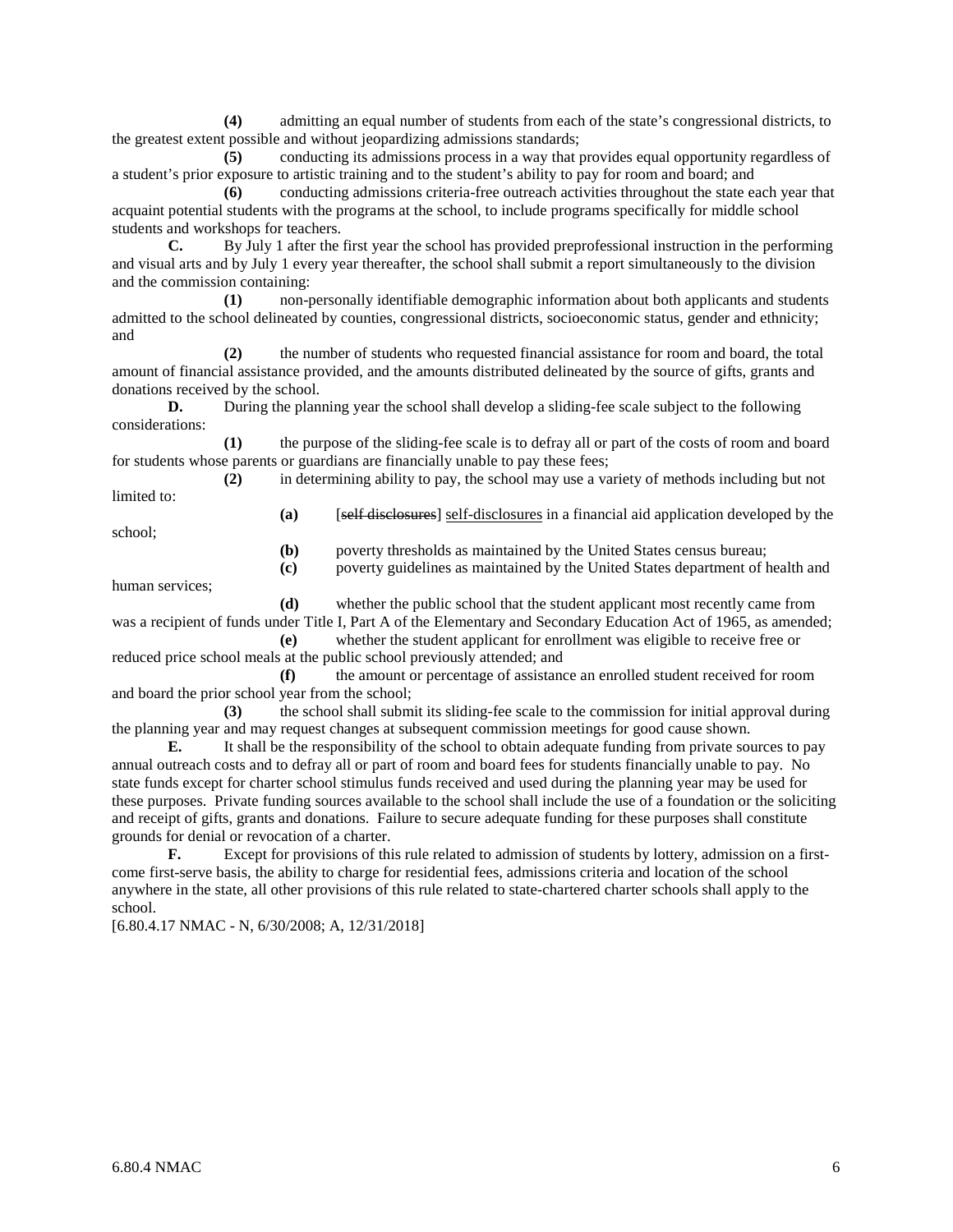**(4)** admitting an equal number of students from each of the state's congressional districts, to the greatest extent possible and without jeopardizing admissions standards;

**(5)** conducting its admissions process in a way that provides equal opportunity regardless of a student's prior exposure to artistic training and to the student's ability to pay for room and board; and

**(6)** conducting admissions criteria-free outreach activities throughout the state each year that acquaint potential students with the programs at the school, to include programs specifically for middle school students and workshops for teachers.

**C.** By July 1 after the first year the school has provided preprofessional instruction in the performing and visual arts and by July 1 every year thereafter, the school shall submit a report simultaneously to the division and the commission containing:

**(1)** non-personally identifiable demographic information about both applicants and students admitted to the school delineated by counties, congressional districts, socioeconomic status, gender and ethnicity; and

**(2)** the number of students who requested financial assistance for room and board, the total amount of financial assistance provided, and the amounts distributed delineated by the source of gifts, grants and donations received by the school.

**D.** During the planning year the school shall develop a sliding-fee scale subject to the following considerations:

**(1)** the purpose of the sliding-fee scale is to defray all or part of the costs of room and board for students whose parents or guardians are financially unable to pay these fees;

**(2)** in determining ability to pay, the school may use a variety of methods including but not limited to:

**(a)** [~~self disclosures~~] <u>self-disclosures</u> in a financial aid application developed by the school;

**(b)** poverty thresholds as maintained by the United States census bureau;

**(c)** poverty guidelines as maintained by the United States department of health and human services;

**(d)** whether the public school that the student applicant most recently came from was a recipient of funds under Title I, Part A of the Elementary and Secondary Education Act of 1965, as amended;

**(e)** whether the student applicant for enrollment was eligible to receive free or reduced price school meals at the public school previously attended; and

**(f)** the amount or percentage of assistance an enrolled student received for room and board the prior school year from the school;

**(3)** the school shall submit its sliding-fee scale to the commission for initial approval during the planning year and may request changes at subsequent commission meetings for good cause shown.

**E.** It shall be the responsibility of the school to obtain adequate funding from private sources to pay annual outreach costs and to defray all or part of room and board fees for students financially unable to pay. No state funds except for charter school stimulus funds received and used during the planning year may be used for these purposes. Private funding sources available to the school shall include the use of a foundation or the soliciting and receipt of gifts, grants and donations. Failure to secure adequate funding for these purposes shall constitute grounds for denial or revocation of a charter.

**F.** Except for provisions of this rule related to admission of students by lottery, admission on a first-come first-serve basis, the ability to charge for residential fees, admissions criteria and location of the school anywhere in the state, all other provisions of this rule related to state-chartered charter schools shall apply to the school.

[6.80.4.17 NMAC - N, 6/30/2008; A, 12/31/2018]